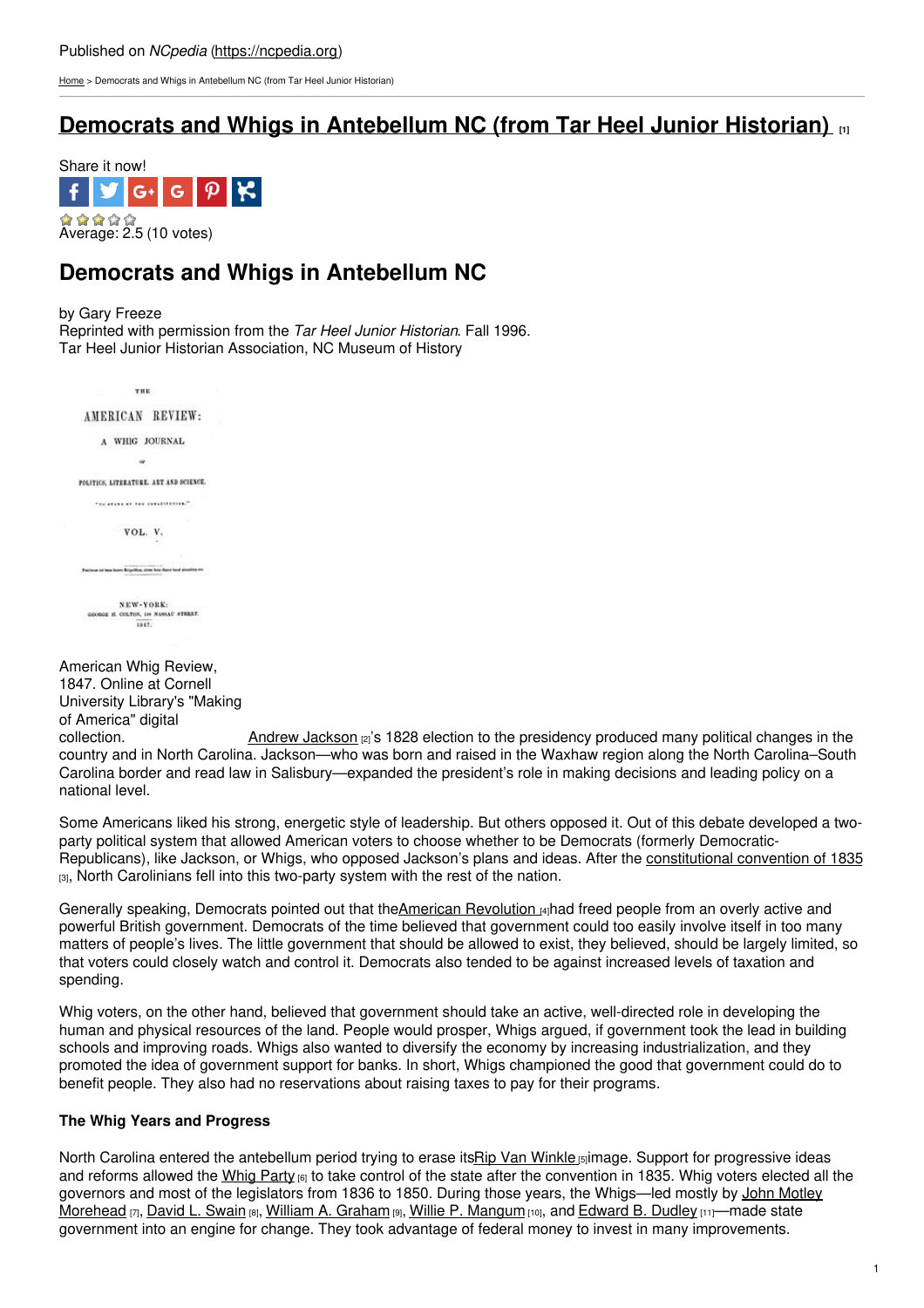Published on *NCpedia* (https://ncpedia.org)

Home > Democrats and Whigs in Antebellum NC (from Tar Heel Junior Historian)

# Democrats and Whigs in Antebellum NC (from Tar Heel Junior Historian) [1]

Share it now!

Average: 2.5 (10 votes)

## Democrats and Whigs in Antebellum NC

by Gary Freeze
Reprinted with permission from the *Tar Heel Junior Historian*. Fall 1996.
Tar Heel Junior Historian Association, NC Museum of History

American Whig Review, 1847. Online at Cornell University Library's "Making of America" digital collection.

Andrew Jackson [2]'s 1828 election to the presidency produced many political changes in the country and in North Carolina. Jackson—who was born and raised in the Waxhaw region along the North Carolina–South Carolina border and read law in Salisbury—expanded the president's role in making decisions and leading policy on a national level.

Some Americans liked his strong, energetic style of leadership. But others opposed it. Out of this debate developed a two-party political system that allowed American voters to choose whether to be Democrats (formerly Democratic-Republicans), like Jackson, or Whigs, who opposed Jackson's plans and ideas. After the constitutional convention of 1835 [3], North Carolinians fell into this two-party system with the rest of the nation.

Generally speaking, Democrats pointed out that the American Revolution [4] had freed people from an overly active and powerful British government. Democrats of the time believed that government could too easily involve itself in too many matters of people's lives. The little government that should be allowed to exist, they believed, should be largely limited, so that voters could closely watch and control it. Democrats also tended to be against increased levels of taxation and spending.

Whig voters, on the other hand, believed that government should take an active, well-directed role in developing the human and physical resources of the land. People would prosper, Whigs argued, if government took the lead in building schools and improving roads. Whigs also wanted to diversify the economy by increasing industrialization, and they promoted the idea of government support for banks. In short, Whigs championed the good that government could do to benefit people. They also had no reservations about raising taxes to pay for their programs.

### The Whig Years and Progress

North Carolina entered the antebellum period trying to erase its Rip Van Winkle [5] image. Support for progressive ideas and reforms allowed the Whig Party [6] to take control of the state after the convention in 1835. Whig voters elected all the governors and most of the legislators from 1836 to 1850. During those years, the Whigs—led mostly by John Motley Morehead [7], David L. Swain [8], William A. Graham [9], Willie P. Mangum [10], and Edward B. Dudley [11]—made state government into an engine for change. They took advantage of federal money to invest in many improvements.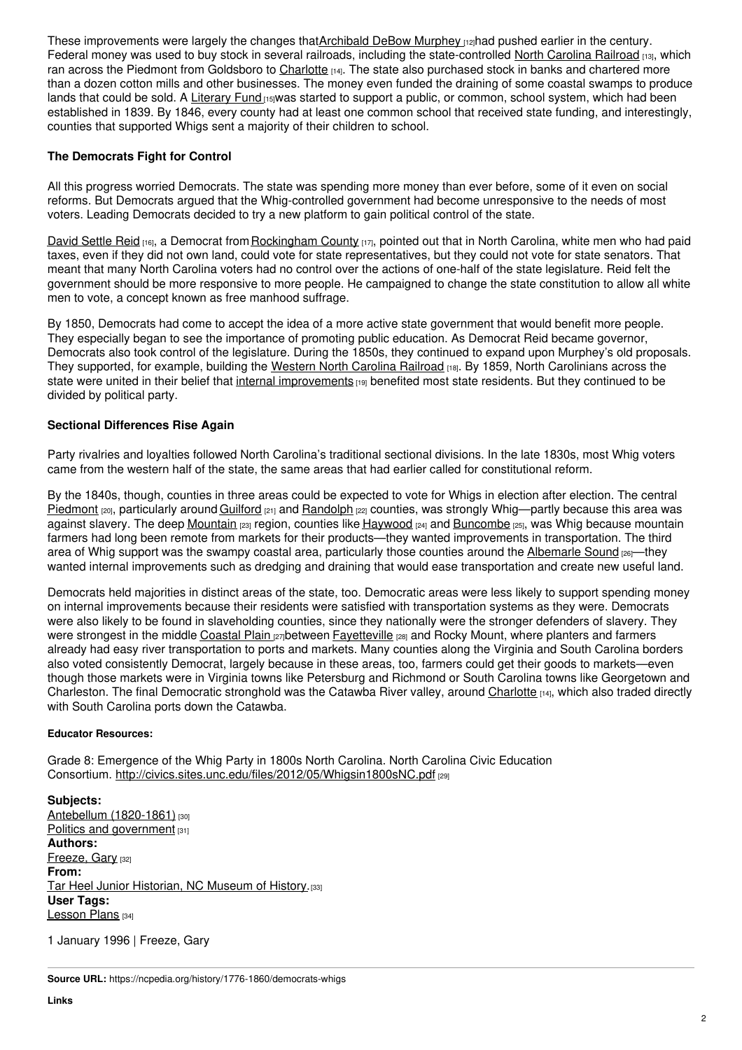These improvements were largely the changes that Archibald DeBow Murphey [12] had pushed earlier in the century. Federal money was used to buy stock in several railroads, including the state-controlled North Carolina Railroad [13], which ran across the Piedmont from Goldsboro to Charlotte [14]. The state also purchased stock in banks and chartered more than a dozen cotton mills and other businesses. The money even funded the draining of some coastal swamps to produce lands that could be sold. A Literary Fund [15] was started to support a public, or common, school system, which had been established in 1839. By 1846, every county had at least one common school that received state funding, and interestingly, counties that supported Whigs sent a majority of their children to school.

### The Democrats Fight for Control

All this progress worried Democrats. The state was spending more money than ever before, some of it even on social reforms. But Democrats argued that the Whig-controlled government had become unresponsive to the needs of most voters. Leading Democrats decided to try a new platform to gain political control of the state.

David Settle Reid [16], a Democrat from Rockingham County [17], pointed out that in North Carolina, white men who had paid taxes, even if they did not own land, could vote for state representatives, but they could not vote for state senators. That meant that many North Carolina voters had no control over the actions of one-half of the state legislature. Reid felt the government should be more responsive to more people. He campaigned to change the state constitution to allow all white men to vote, a concept known as free manhood suffrage.

By 1850, Democrats had come to accept the idea of a more active state government that would benefit more people. They especially began to see the importance of promoting public education. As Democrat Reid became governor, Democrats also took control of the legislature. During the 1850s, they continued to expand upon Murphey's old proposals. They supported, for example, building the Western North Carolina Railroad [18]. By 1859, North Carolinians across the state were united in their belief that internal improvements [19] benefited most state residents. But they continued to be divided by political party.

### Sectional Differences Rise Again

Party rivalries and loyalties followed North Carolina's traditional sectional divisions. In the late 1830s, most Whig voters came from the western half of the state, the same areas that had earlier called for constitutional reform.

By the 1840s, though, counties in three areas could be expected to vote for Whigs in election after election. The central Piedmont [20], particularly around Guilford [21] and Randolph [22] counties, was strongly Whig—partly because this area was against slavery. The deep Mountain [23] region, counties like Haywood [24] and Buncombe [25], was Whig because mountain farmers had long been remote from markets for their products—they wanted improvements in transportation. The third area of Whig support was the swampy coastal area, particularly those counties around the Albemarle Sound [26]—they wanted internal improvements such as dredging and draining that would ease transportation and create new useful land.

Democrats held majorities in distinct areas of the state, too. Democratic areas were less likely to support spending money on internal improvements because their residents were satisfied with transportation systems as they were. Democrats were also likely to be found in slaveholding counties, since they nationally were the stronger defenders of slavery. They were strongest in the middle Coastal Plain [27] between Fayetteville [28] and Rocky Mount, where planters and farmers already had easy river transportation to ports and markets. Many counties along the Virginia and South Carolina borders also voted consistently Democrat, largely because in these areas, too, farmers could get their goods to markets—even though those markets were in Virginia towns like Petersburg and Richmond or South Carolina towns like Georgetown and Charleston. The final Democratic stronghold was the Catawba River valley, around Charlotte [14], which also traded directly with South Carolina ports down the Catawba.

#### Educator Resources:

Grade 8: Emergence of the Whig Party in 1800s North Carolina. North Carolina Civic Education Consortium. http://civics.sites.unc.edu/files/2012/05/Whigsin1800sNC.pdf [29]

**Subjects:**
Antebellum (1820-1861) [30]
Politics and government [31]
**Authors:**
Freeze, Gary [32]
**From:**
Tar Heel Junior Historian, NC Museum of History. [33]
**User Tags:**
Lesson Plans [34]

1 January 1996 | Freeze, Gary

**Source URL:** https://ncpedia.org/history/1776-1860/democrats-whigs

**Links**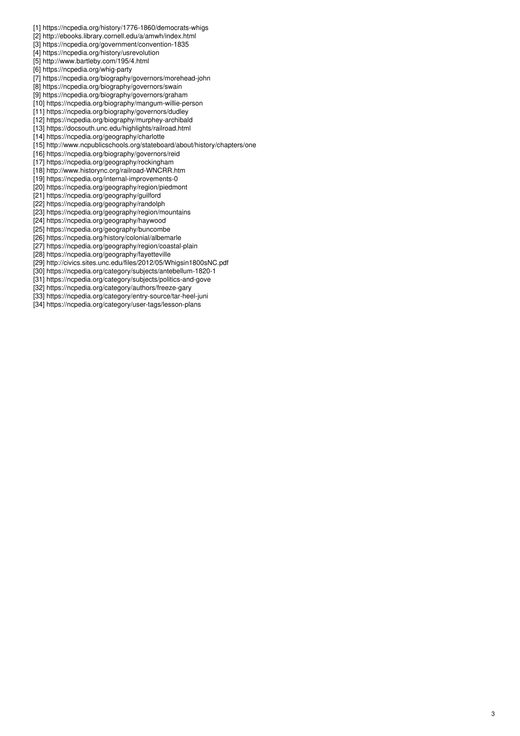[1] https://ncpedia.org/history/1776-1860/democrats-whigs
[2] http://ebooks.library.cornell.edu/a/amwh/index.html
[3] https://ncpedia.org/government/convention-1835
[4] https://ncpedia.org/history/usrevolution
[5] http://www.bartleby.com/195/4.html
[6] https://ncpedia.org/whig-party
[7] https://ncpedia.org/biography/governors/morehead-john
[8] https://ncpedia.org/biography/governors/swain
[9] https://ncpedia.org/biography/governors/graham
[10] https://ncpedia.org/biography/mangum-willie-person
[11] https://ncpedia.org/biography/governors/dudley
[12] https://ncpedia.org/biography/murphey-archibald
[13] https://docsouth.unc.edu/highlights/railroad.html
[14] https://ncpedia.org/geography/charlotte
[15] http://www.ncpublicschools.org/stateboard/about/history/chapters/one
[16] https://ncpedia.org/biography/governors/reid
[17] https://ncpedia.org/geography/rockingham
[18] http://www.historync.org/railroad-WNCRR.htm
[19] https://ncpedia.org/internal-improvements-0
[20] https://ncpedia.org/geography/region/piedmont
[21] https://ncpedia.org/geography/guilford
[22] https://ncpedia.org/geography/randolph
[23] https://ncpedia.org/geography/region/mountains
[24] https://ncpedia.org/geography/haywood
[25] https://ncpedia.org/geography/buncombe
[26] https://ncpedia.org/history/colonial/albemarle
[27] https://ncpedia.org/geography/region/coastal-plain
[28] https://ncpedia.org/geography/fayetteville
[29] http://civics.sites.unc.edu/files/2012/05/Whigsin1800sNC.pdf
[30] https://ncpedia.org/category/subjects/antebellum-1820-1
[31] https://ncpedia.org/category/subjects/politics-and-gove
[32] https://ncpedia.org/category/authors/freeze-gary
[33] https://ncpedia.org/category/entry-source/tar-heel-juni
[34] https://ncpedia.org/category/user-tags/lesson-plans